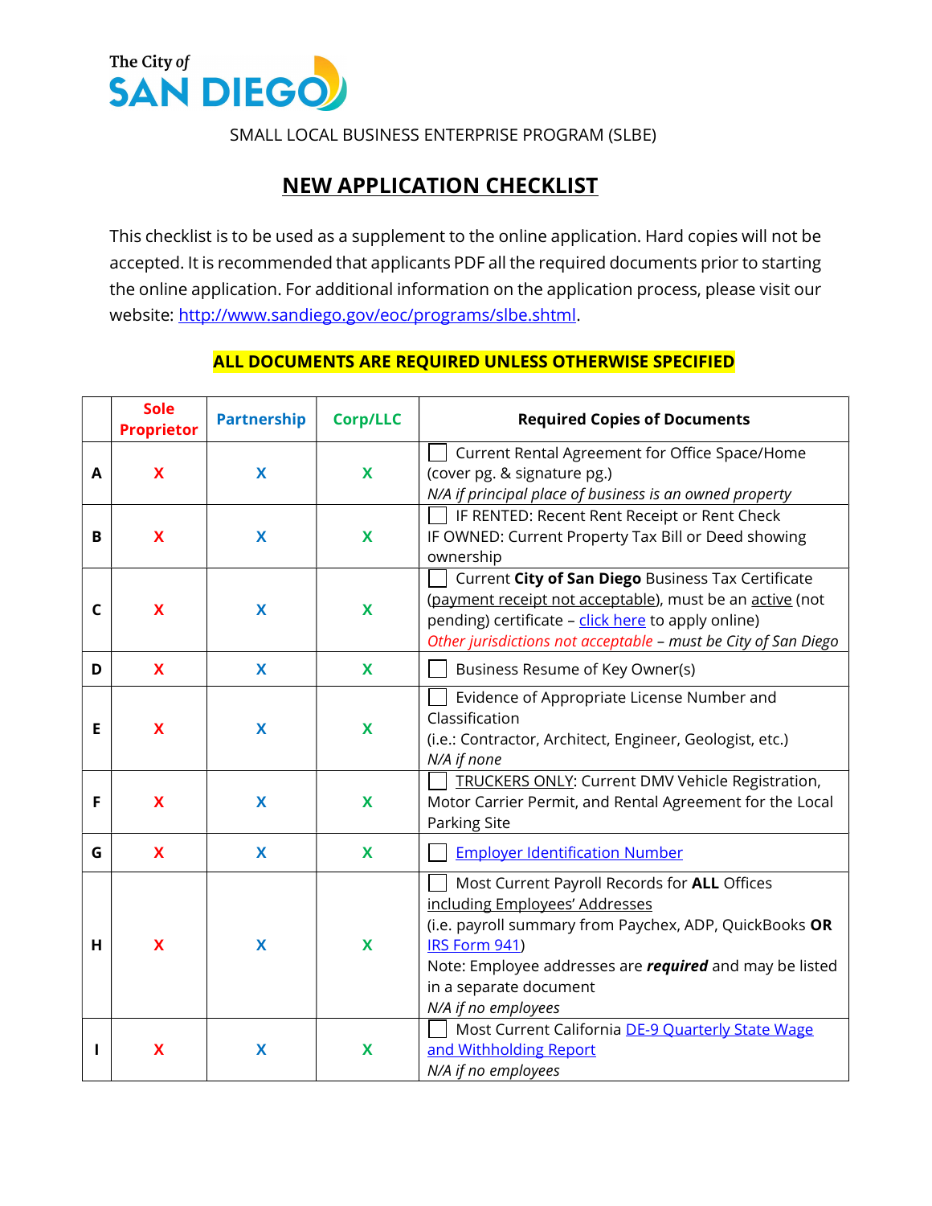The City of

# SAN DIEGO

SMALL LOCAL BUSINESS ENTERPRISE PROGRAM (SLBE)

## NEW APPLICATION CHECKLIST

This checklist is to be used as a supplement to the online application. Hard copies will not be accepted. It is recommended that applicants PDF all the required documents prior to starting the online application. For additional information on the application process, please visit our website: http://www.sandiego.gov/eoc/programs/slbe.shtml.

**ALL DOCUMENTS ARE REQUIRED UNLESS OTHERWISE SPECIFIED**

| | Sole Proprietor | Partnership | Corp/LLC | Required Copies of Documents |
|---|---|---|---|---|
| **A** | X | X | X | ☐ Current Rental Agreement for Office Space/Home (cover pg. & signature pg.)<br>*N/A if principal place of business is an owned property* |
| **B** | X | X | X | ☐ IF RENTED: Recent Rent Receipt or Rent Check<br>IF OWNED: Current Property Tax Bill or Deed showing ownership |
| **C** | X | X | X | ☐ Current **City of San Diego** Business Tax Certificate (payment receipt not acceptable), must be an active (not pending) certificate – click here to apply online)<br>*Other jurisdictions not acceptable – must be City of San Diego* |
| **D** | X | X | X | ☐ Business Resume of Key Owner(s) |
| **E** | X | X | X | ☐ Evidence of Appropriate License Number and Classification<br>(i.e.: Contractor, Architect, Engineer, Geologist, etc.)<br>*N/A if none* |
| **F** | X | X | X | ☐ TRUCKERS ONLY: Current DMV Vehicle Registration, Motor Carrier Permit, and Rental Agreement for the Local Parking Site |
| **G** | X | X | X | ☐ Employer Identification Number |
| **H** | X | X | X | ☐ Most Current Payroll Records for **ALL** Offices including Employees' Addresses<br>(i.e. payroll summary from Paychex, ADP, QuickBooks **OR** IRS Form 941)<br>Note: Employee addresses are ***required*** and may be listed in a separate document<br>*N/A if no employees* |
| **I** | X | X | X | ☐ Most Current California DE-9 Quarterly State Wage and Withholding Report<br>*N/A if no employees* |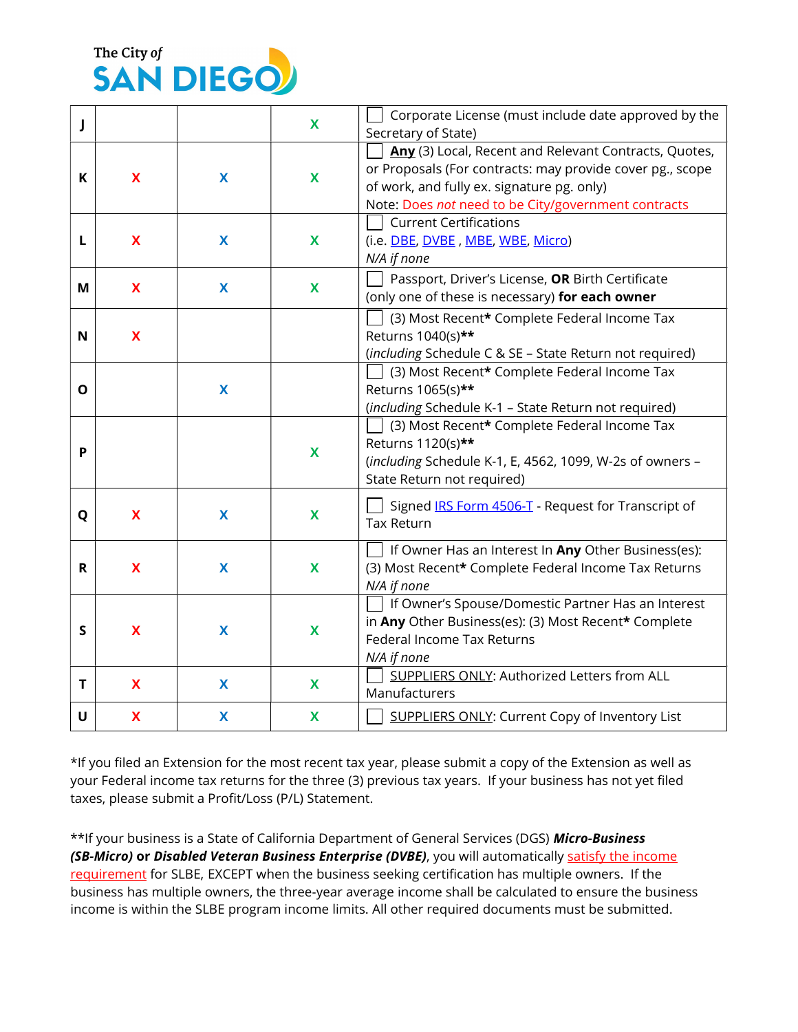| | | | | |
|---|---|---|---|---|
| J | | | X | ☐ Corporate License (must include date approved by the Secretary of State) |
| K | X | X | X | ☐ **Any** (3) Local, Recent and Relevant Contracts, Quotes, or Proposals (For contracts: may provide cover pg., scope of work, and fully ex. signature pg. only)<br>Note: Does *not* need to be City/government contracts |
| L | X | X | X | ☐ Current Certifications<br>(i.e. DBE, DVBE , MBE, WBE, Micro)<br>*N/A if none* |
| M | X | X | X | ☐ Passport, Driver's License, **OR** Birth Certificate (only one of these is necessary) **for each owner** |
| N | X | | | ☐ (3) Most Recent***** Complete Federal Income Tax Returns 1040(s)******<br>(*including* Schedule C & SE – State Return not required) |
| O | | X | | ☐ (3) Most Recent***** Complete Federal Income Tax Returns 1065(s)******<br>(*including* Schedule K-1 – State Return not required) |
| P | | | X | ☐ (3) Most Recent***** Complete Federal Income Tax Returns 1120(s)******<br>(*including* Schedule K-1, E, 4562, 1099, W-2s of owners – State Return not required) |
| Q | X | X | X | ☐ Signed IRS Form 4506-T - Request for Transcript of Tax Return |
| R | X | X | X | ☐ If Owner Has an Interest In **Any** Other Business(es): (3) Most Recent***** Complete Federal Income Tax Returns<br>*N/A if none* |
| S | X | X | X | ☐ If Owner's Spouse/Domestic Partner Has an Interest in **Any** Other Business(es): (3) Most Recent***** Complete Federal Income Tax Returns<br>*N/A if none* |
| T | X | X | X | ☐ SUPPLIERS ONLY: Authorized Letters from ALL Manufacturers |
| U | X | X | X | ☐ SUPPLIERS ONLY: Current Copy of Inventory List |

*If you filed an Extension for the most recent tax year, please submit a copy of the Extension as well as your Federal income tax returns for the three (3) previous tax years. If your business has not yet filed taxes, please submit a Profit/Loss (P/L) Statement.

**If your business is a State of California Department of General Services (DGS) ***Micro-Business (SB-Micro)*** **or** ***Disabled Veteran Business Enterprise (DVBE)***, you will automatically satisfy the income requirement for SLBE, EXCEPT when the business seeking certification has multiple owners. If the business has multiple owners, the three-year average income shall be calculated to ensure the business income is within the SLBE program income limits. All other required documents must be submitted.